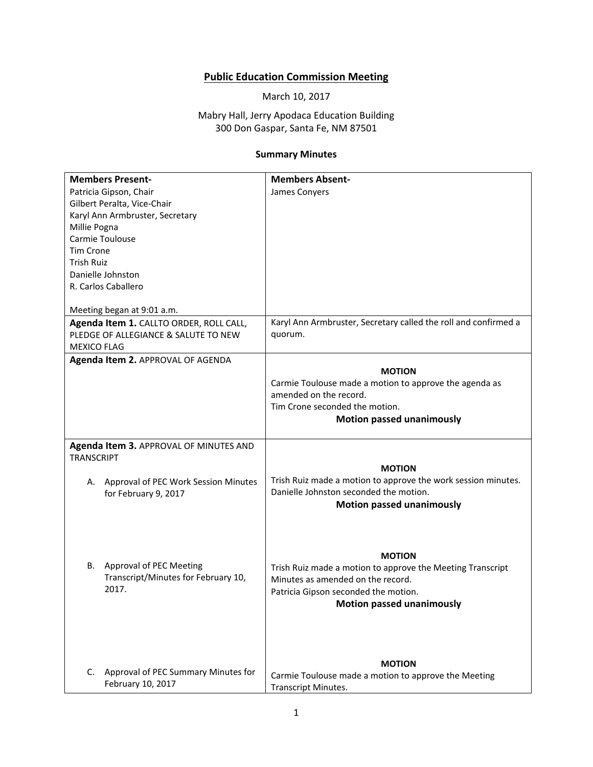# Public Education Commission Meeting

March 10, 2017

Mabry Hall, Jerry Apodaca Education Building
300 Don Gaspar, Santa Fe, NM 87501

**Summary Minutes**

| **Members Present-**<br>Patricia Gipson, Chair<br>Gilbert Peralta, Vice-Chair<br>Karyl Ann Armbruster, Secretary<br>Millie Pogna<br>Carmie Toulouse<br>Tim Crone<br>Trish Ruiz<br>Danielle Johnston<br>R. Carlos Caballero<br><br>Meeting began at 9:01 a.m. | **Members Absent-**<br>James Conyers |
|---|---|
| **Agenda Item 1.** CALLTO ORDER, ROLL CALL, PLEDGE OF ALLEGIANCE & SALUTE TO NEW MEXICO FLAG | Karyl Ann Armbruster, Secretary called the roll and confirmed a quorum. |
| **Agenda Item 2.** APPROVAL OF AGENDA | **MOTION**<br>Carmie Toulouse made a motion to approve the agenda as amended on the record.<br>Tim Crone seconded the motion.<br>**Motion passed unanimously** |
| **Agenda Item 3.** APPROVAL OF MINUTES AND TRANSCRIPT<br><br>A. Approval of PEC Work Session Minutes for February 9, 2017 | **MOTION**<br>Trish Ruiz made a motion to approve the work session minutes.<br>Danielle Johnston seconded the motion.<br>**Motion passed unanimously** |
| B. Approval of PEC Meeting Transcript/Minutes for February 10, 2017. | **MOTION**<br>Trish Ruiz made a motion to approve the Meeting Transcript Minutes as amended on the record.<br>Patricia Gipson seconded the motion.<br>**Motion passed unanimously** |
| C. Approval of PEC Summary Minutes for February 10, 2017 | **MOTION**<br>Carmie Toulouse made a motion to approve the Meeting Transcript Minutes. |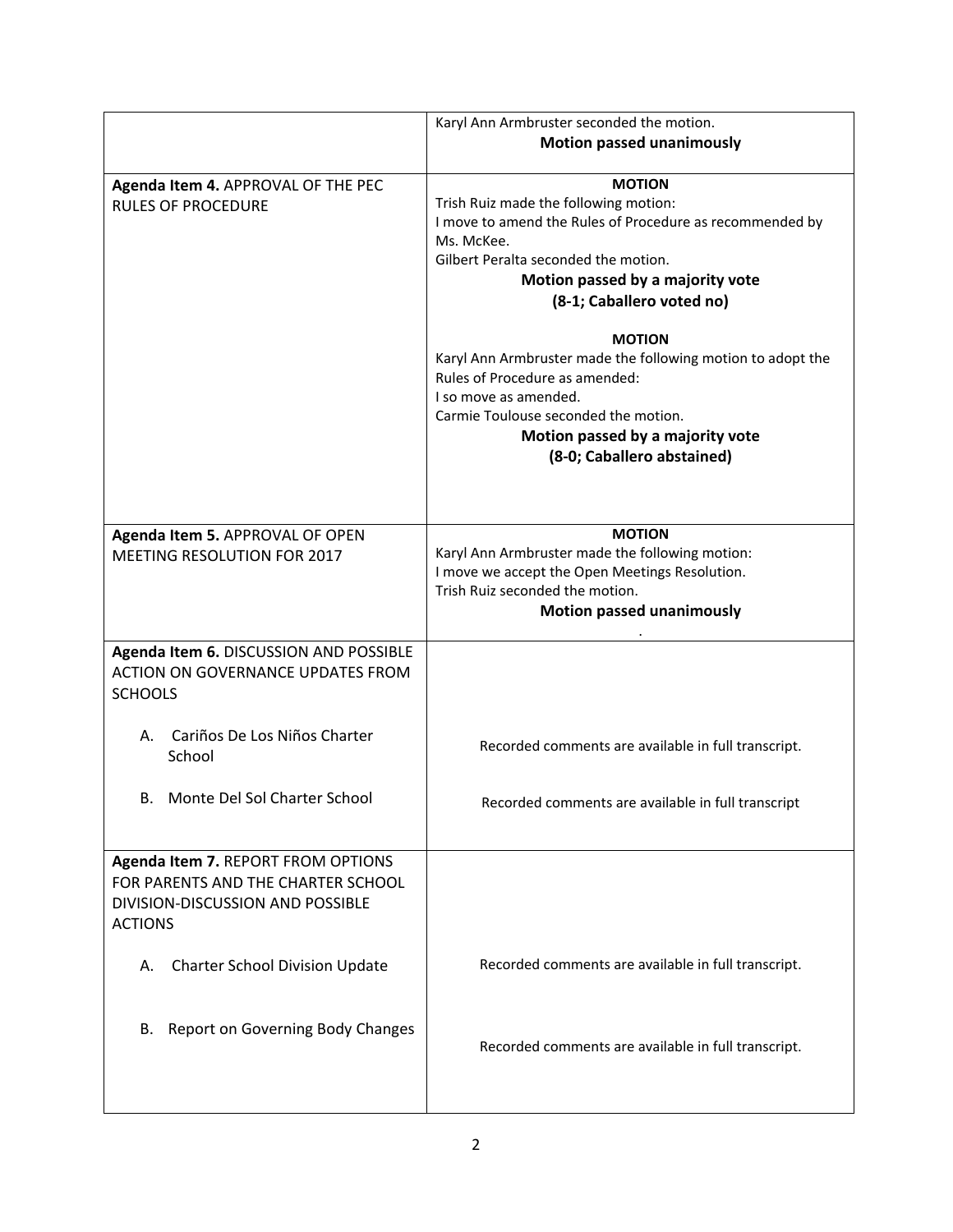| | |
|---|---|
| | Karyl Ann Armbruster seconded the motion.<br>**Motion passed unanimously** |
| **Agenda Item 4.** APPROVAL OF THE PEC RULES OF PROCEDURE | **MOTION**<br>Trish Ruiz made the following motion:<br>I move to amend the Rules of Procedure as recommended by Ms. McKee.<br>Gilbert Peralta seconded the motion.<br>**Motion passed by a majority vote (8-1; Caballero voted no)**<br><br>**MOTION**<br>Karyl Ann Armbruster made the following motion to adopt the Rules of Procedure as amended:<br>I so move as amended.<br>Carmie Toulouse seconded the motion.<br>**Motion passed by a majority vote (8-0; Caballero abstained)** |
| **Agenda Item 5.** APPROVAL OF OPEN MEETING RESOLUTION FOR 2017 | **MOTION**<br>Karyl Ann Armbruster made the following motion:<br>I move we accept the Open Meetings Resolution.<br>Trish Ruiz seconded the motion.<br>**Motion passed unanimously**<br>. |
| **Agenda Item 6.** DISCUSSION AND POSSIBLE ACTION ON GOVERNANCE UPDATES FROM SCHOOLS<br><br>A. Cariños De Los Niños Charter School<br><br>B. Monte Del Sol Charter School | <br><br>Recorded comments are available in full transcript.<br><br>Recorded comments are available in full transcript |
| **Agenda Item 7.** REPORT FROM OPTIONS FOR PARENTS AND THE CHARTER SCHOOL DIVISION-DISCUSSION AND POSSIBLE ACTIONS<br><br>A. Charter School Division Update<br><br>B. Report on Governing Body Changes | <br><br>Recorded comments are available in full transcript.<br><br>Recorded comments are available in full transcript. |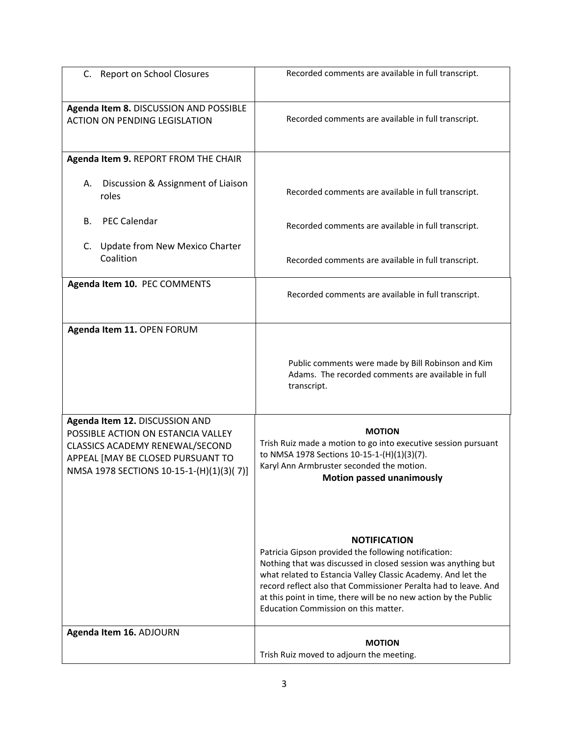| | |
|---|---|
| C. Report on School Closures | Recorded comments are available in full transcript. |
| **Agenda Item 8.** DISCUSSION AND POSSIBLE ACTION ON PENDING LEGISLATION | Recorded comments are available in full transcript. |
| **Agenda Item 9.** REPORT FROM THE CHAIR<br><br>A. Discussion & Assignment of Liaison roles<br><br>B. PEC Calendar<br><br>C. Update from New Mexico Charter Coalition | <br><br>Recorded comments are available in full transcript.<br><br>Recorded comments are available in full transcript.<br><br>Recorded comments are available in full transcript. |
| **Agenda Item 10.** PEC COMMENTS | Recorded comments are available in full transcript. |
| **Agenda Item 11.** OPEN FORUM | Public comments were made by Bill Robinson and Kim Adams. The recorded comments are available in full transcript. |
| **Agenda Item 12.** DISCUSSION AND POSSIBLE ACTION ON ESTANCIA VALLEY CLASSICS ACADEMY RENEWAL/SECOND APPEAL [MAY BE CLOSED PURSUANT TO NMSA 1978 SECTIONS 10-15-1-(H)(1)(3)( 7)] | **MOTION**<br>Trish Ruiz made a motion to go into executive session pursuant to NMSA 1978 Sections 10-15-1-(H)(1)(3)(7).<br>Karyl Ann Armbruster seconded the motion.<br>**Motion passed unanimously**<br><br>**NOTIFICATION**<br>Patricia Gipson provided the following notification:<br>Nothing that was discussed in closed session was anything but what related to Estancia Valley Classic Academy. And let the record reflect also that Commissioner Peralta had to leave. And at this point in time, there will be no new action by the Public Education Commission on this matter. |
| **Agenda Item 16.** ADJOURN | **MOTION**<br>Trish Ruiz moved to adjourn the meeting. |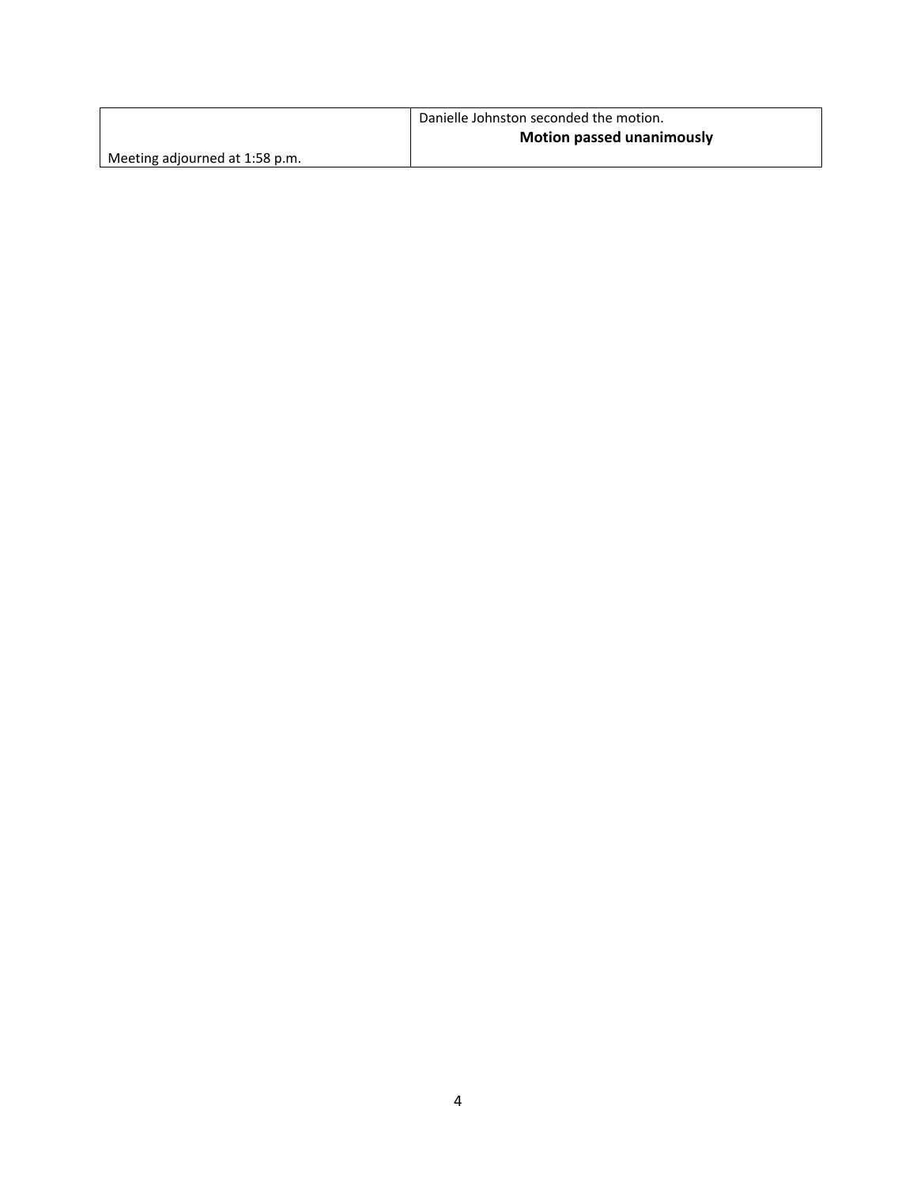| | |
|---|---|
| Meeting adjourned at 1:58 p.m. | Danielle Johnston seconded the motion.<br>**Motion passed unanimously** |